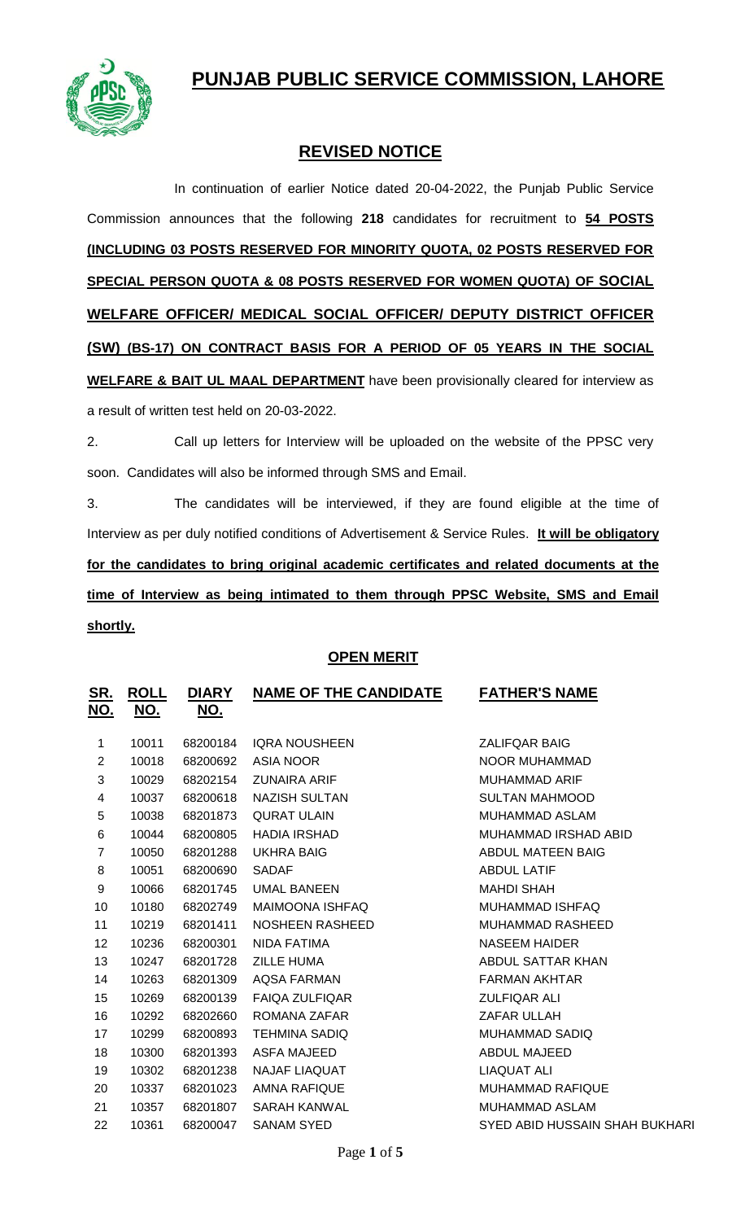# PUNJAB PUBLIC SERVICE COMMISSION, LAHORE

## REVISED NOTICE

In continuation of earlier Notice dated 20-04-2022, the Punjab Public Service Commission announces that the following **218** candidates for recruitment to **54 POSTS (INCLUDING 03 POSTS RESERVED FOR MINORITY QUOTA, 02 POSTS RESERVED FOR SPECIAL PERSON QUOTA & 08 POSTS RESERVED FOR WOMEN QUOTA) OF SOCIAL WELFARE OFFICER/ MEDICAL SOCIAL OFFICER/ DEPUTY DISTRICT OFFICER (SW) (BS-17) ON CONTRACT BASIS FOR A PERIOD OF 05 YEARS IN THE SOCIAL WELFARE & BAIT UL MAAL DEPARTMENT** have been provisionally cleared for interview as a result of written test held on 20-03-2022.

2. Call up letters for Interview will be uploaded on the website of the PPSC very soon. Candidates will also be informed through SMS and Email.

3. The candidates will be interviewed, if they are found eligible at the time of Interview as per duly notified conditions of Advertisement & Service Rules. **It will be obligatory for the candidates to bring original academic certificates and related documents at the time of Interview as being intimated to them through PPSC Website, SMS and Email shortly.**

### OPEN MERIT

| SR. NO. | ROLL NO. | DIARY NO. | NAME OF THE CANDIDATE | FATHER'S NAME |
|---|---|---|---|---|
| 1 | 10011 | 68200184 | IQRA NOUSHEEN | ZALIFQAR BAIG |
| 2 | 10018 | 68200692 | ASIA NOOR | NOOR MUHAMMAD |
| 3 | 10029 | 68202154 | ZUNAIRA ARIF | MUHAMMAD ARIF |
| 4 | 10037 | 68200618 | NAZISH SULTAN | SULTAN MAHMOOD |
| 5 | 10038 | 68201873 | QURAT ULAIN | MUHAMMAD ASLAM |
| 6 | 10044 | 68200805 | HADIA IRSHAD | MUHAMMAD IRSHAD ABID |
| 7 | 10050 | 68201288 | UKHRA BAIG | ABDUL MATEEN BAIG |
| 8 | 10051 | 68200690 | SADAF | ABDUL LATIF |
| 9 | 10066 | 68201745 | UMAL BANEEN | MAHDI SHAH |
| 10 | 10180 | 68202749 | MAIMOONA ISHFAQ | MUHAMMAD ISHFAQ |
| 11 | 10219 | 68201411 | NOSHEEN RASHEED | MUHAMMAD RASHEED |
| 12 | 10236 | 68200301 | NIDA FATIMA | NASEEM HAIDER |
| 13 | 10247 | 68201728 | ZILLE HUMA | ABDUL SATTAR KHAN |
| 14 | 10263 | 68201309 | AQSA FARMAN | FARMAN AKHTAR |
| 15 | 10269 | 68200139 | FAIQA ZULFIQAR | ZULFIQAR ALI |
| 16 | 10292 | 68202660 | ROMANA ZAFAR | ZAFAR ULLAH |
| 17 | 10299 | 68200893 | TEHMINA SADIQ | MUHAMMAD SADIQ |
| 18 | 10300 | 68201393 | ASFA MAJEED | ABDUL MAJEED |
| 19 | 10302 | 68201238 | NAJAF LIAQUAT | LIAQUAT ALI |
| 20 | 10337 | 68201023 | AMNA RAFIQUE | MUHAMMAD RAFIQUE |
| 21 | 10357 | 68201807 | SARAH KANWAL | MUHAMMAD ASLAM |
| 22 | 10361 | 68200047 | SANAM SYED | SYED ABID HUSSAIN SHAH BUKHARI |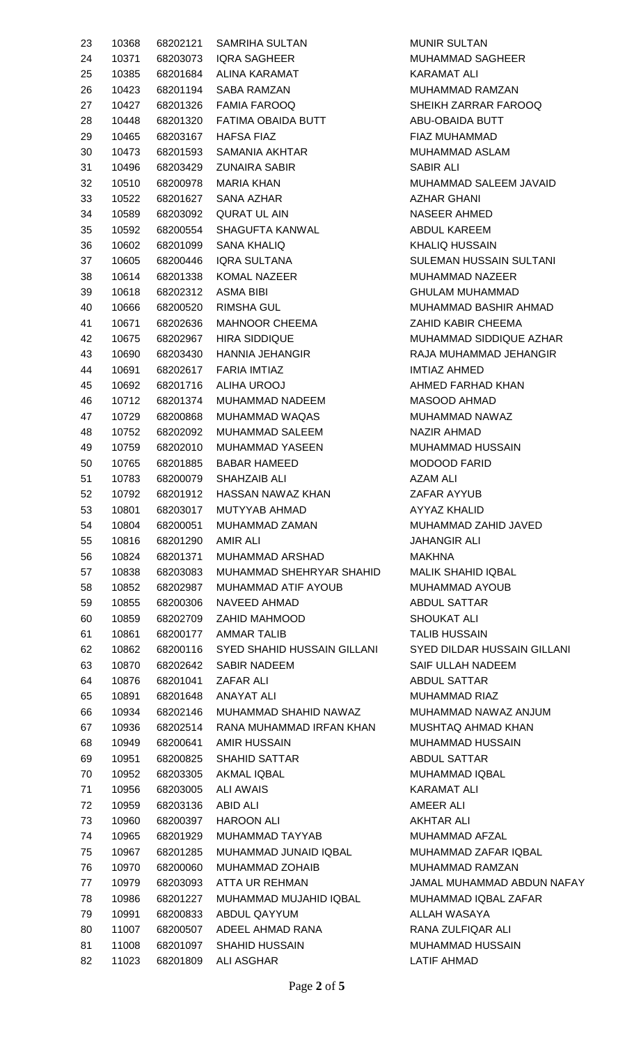| | | | | |
|---|---|---|---|---|
| 23 | 10368 | 68202121 | SAMRIHA SULTAN | MUNIR SULTAN |
| 24 | 10371 | 68203073 | IQRA SAGHEER | MUHAMMAD SAGHEER |
| 25 | 10385 | 68201684 | ALINA KARAMAT | KARAMAT ALI |
| 26 | 10423 | 68201194 | SABA RAMZAN | MUHAMMAD RAMZAN |
| 27 | 10427 | 68201326 | FAMIA FAROOQ | SHEIKH ZARRAR FAROOQ |
| 28 | 10448 | 68201320 | FATIMA OBAIDA BUTT | ABU-OBAIDA BUTT |
| 29 | 10465 | 68203167 | HAFSA FIAZ | FIAZ MUHAMMAD |
| 30 | 10473 | 68201593 | SAMANIA AKHTAR | MUHAMMAD ASLAM |
| 31 | 10496 | 68203429 | ZUNAIRA SABIR | SABIR ALI |
| 32 | 10510 | 68200978 | MARIA KHAN | MUHAMMAD SALEEM JAVAID |
| 33 | 10522 | 68201627 | SANA AZHAR | AZHAR GHANI |
| 34 | 10589 | 68203092 | QURAT UL AIN | NASEER AHMED |
| 35 | 10592 | 68200554 | SHAGUFTA KANWAL | ABDUL KAREEM |
| 36 | 10602 | 68201099 | SANA KHALIQ | KHALIQ HUSSAIN |
| 37 | 10605 | 68200446 | IQRA SULTANA | SULEMAN HUSSAIN SULTANI |
| 38 | 10614 | 68201338 | KOMAL NAZEER | MUHAMMAD NAZEER |
| 39 | 10618 | 68202312 | ASMA BIBI | GHULAM MUHAMMAD |
| 40 | 10666 | 68200520 | RIMSHA GUL | MUHAMMAD BASHIR AHMAD |
| 41 | 10671 | 68202636 | MAHNOOR CHEEMA | ZAHID KABIR CHEEMA |
| 42 | 10675 | 68202967 | HIRA SIDDIQUE | MUHAMMAD SIDDIQUE AZHAR |
| 43 | 10690 | 68203430 | HANNIA JEHANGIR | RAJA MUHAMMAD JEHANGIR |
| 44 | 10691 | 68202617 | FARIA IMTIAZ | IMTIAZ AHMED |
| 45 | 10692 | 68201716 | ALIHA UROOJ | AHMED FARHAD KHAN |
| 46 | 10712 | 68201374 | MUHAMMAD NADEEM | MASOOD AHMAD |
| 47 | 10729 | 68200868 | MUHAMMAD WAQAS | MUHAMMAD NAWAZ |
| 48 | 10752 | 68202092 | MUHAMMAD SALEEM | NAZIR AHMAD |
| 49 | 10759 | 68202010 | MUHAMMAD YASEEN | MUHAMMAD HUSSAIN |
| 50 | 10765 | 68201885 | BABAR HAMEED | MODOOD FARID |
| 51 | 10783 | 68200079 | SHAHZAIB ALI | AZAM ALI |
| 52 | 10792 | 68201912 | HASSAN NAWAZ KHAN | ZAFAR AYYUB |
| 53 | 10801 | 68203017 | MUTYYAB AHMAD | AYYAZ KHALID |
| 54 | 10804 | 68200051 | MUHAMMAD ZAMAN | MUHAMMAD ZAHID JAVED |
| 55 | 10816 | 68201290 | AMIR ALI | JAHANGIR ALI |
| 56 | 10824 | 68201371 | MUHAMMAD ARSHAD | MAKHNA |
| 57 | 10838 | 68203083 | MUHAMMAD SHEHRYAR SHAHID | MALIK SHAHID IQBAL |
| 58 | 10852 | 68202987 | MUHAMMAD ATIF AYOUB | MUHAMMAD AYOUB |
| 59 | 10855 | 68200306 | NAVEED AHMAD | ABDUL SATTAR |
| 60 | 10859 | 68202709 | ZAHID MAHMOOD | SHOUKAT ALI |
| 61 | 10861 | 68200177 | AMMAR TALIB | TALIB HUSSAIN |
| 62 | 10862 | 68200116 | SYED SHAHID HUSSAIN GILLANI | SYED DILDAR HUSSAIN GILLANI |
| 63 | 10870 | 68202642 | SABIR NADEEM | SAIF ULLAH NADEEM |
| 64 | 10876 | 68201041 | ZAFAR ALI | ABDUL SATTAR |
| 65 | 10891 | 68201648 | ANAYAT ALI | MUHAMMAD RIAZ |
| 66 | 10934 | 68202146 | MUHAMMAD SHAHID NAWAZ | MUHAMMAD NAWAZ ANJUM |
| 67 | 10936 | 68202514 | RANA MUHAMMAD IRFAN KHAN | MUSHTAQ AHMAD KHAN |
| 68 | 10949 | 68200641 | AMIR HUSSAIN | MUHAMMAD HUSSAIN |
| 69 | 10951 | 68200825 | SHAHID SATTAR | ABDUL SATTAR |
| 70 | 10952 | 68203305 | AKMAL IQBAL | MUHAMMAD IQBAL |
| 71 | 10956 | 68203005 | ALI AWAIS | KARAMAT ALI |
| 72 | 10959 | 68203136 | ABID ALI | AMEER ALI |
| 73 | 10960 | 68200397 | HAROON ALI | AKHTAR ALI |
| 74 | 10965 | 68201929 | MUHAMMAD TAYYAB | MUHAMMAD AFZAL |
| 75 | 10967 | 68201285 | MUHAMMAD JUNAID IQBAL | MUHAMMAD ZAFAR IQBAL |
| 76 | 10970 | 68200060 | MUHAMMAD ZOHAIB | MUHAMMAD RAMZAN |
| 77 | 10979 | 68203093 | ATTA UR REHMAN | JAMAL MUHAMMAD ABDUN NAFAY |
| 78 | 10986 | 68201227 | MUHAMMAD MUJAHID IQBAL | MUHAMMAD IQBAL ZAFAR |
| 79 | 10991 | 68200833 | ABDUL QAYYUM | ALLAH WASAYA |
| 80 | 11007 | 68200507 | ADEEL AHMAD RANA | RANA ZULFIQAR ALI |
| 81 | 11008 | 68201097 | SHAHID HUSSAIN | MUHAMMAD HUSSAIN |
| 82 | 11023 | 68201809 | ALI ASGHAR | LATIF AHMAD |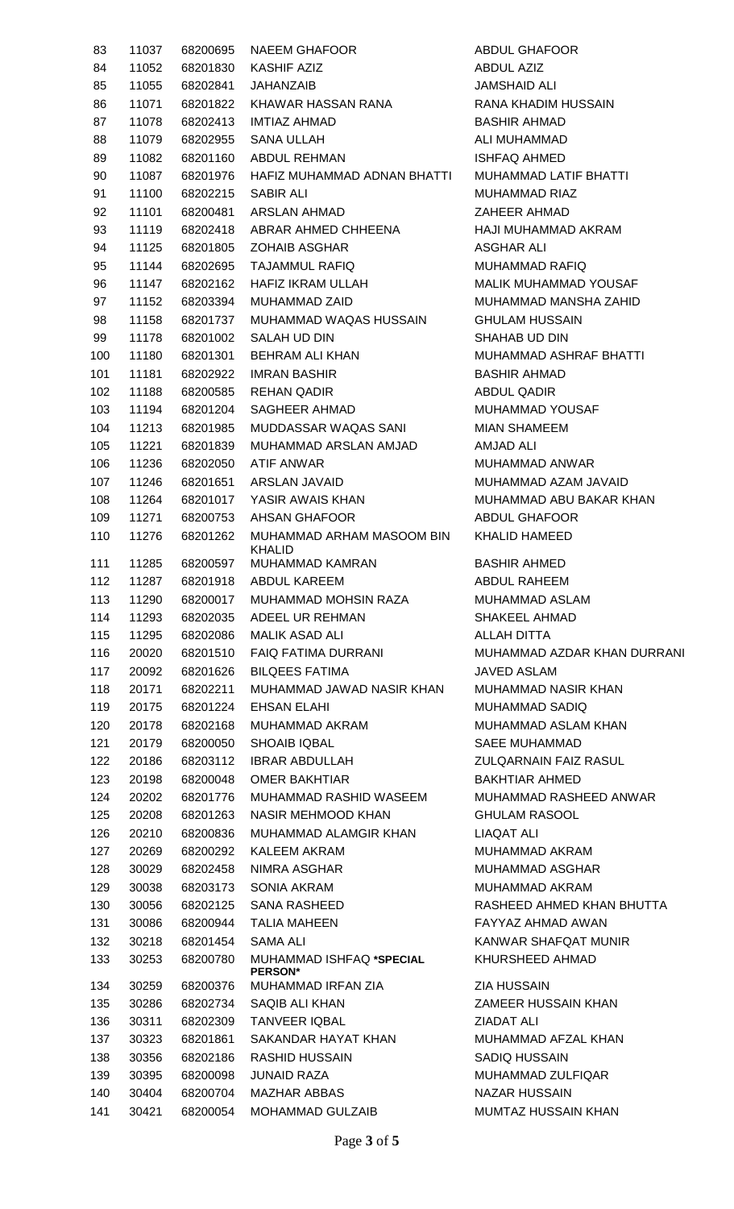| | | | | |
|---|---|---|---|---|
| 83 | 11037 | 68200695 | NAEEM GHAFOOR | ABDUL GHAFOOR |
| 84 | 11052 | 68201830 | KASHIF AZIZ | ABDUL AZIZ |
| 85 | 11055 | 68202841 | JAHANZAIB | JAMSHAID ALI |
| 86 | 11071 | 68201822 | KHAWAR HASSAN RANA | RANA KHADIM HUSSAIN |
| 87 | 11078 | 68202413 | IMTIAZ AHMAD | BASHIR AHMAD |
| 88 | 11079 | 68202955 | SANA ULLAH | ALI MUHAMMAD |
| 89 | 11082 | 68201160 | ABDUL REHMAN | ISHFAQ AHMED |
| 90 | 11087 | 68201976 | HAFIZ MUHAMMAD ADNAN BHATTI | MUHAMMAD LATIF BHATTI |
| 91 | 11100 | 68202215 | SABIR ALI | MUHAMMAD RIAZ |
| 92 | 11101 | 68200481 | ARSLAN AHMAD | ZAHEER AHMAD |
| 93 | 11119 | 68202418 | ABRAR AHMED CHHEENA | HAJI MUHAMMAD AKRAM |
| 94 | 11125 | 68201805 | ZOHAIB ASGHAR | ASGHAR ALI |
| 95 | 11144 | 68202695 | TAJAMMUL RAFIQ | MUHAMMAD RAFIQ |
| 96 | 11147 | 68202162 | HAFIZ IKRAM ULLAH | MALIK MUHAMMAD YOUSAF |
| 97 | 11152 | 68203394 | MUHAMMAD ZAID | MUHAMMAD MANSHA ZAHID |
| 98 | 11158 | 68201737 | MUHAMMAD WAQAS HUSSAIN | GHULAM HUSSAIN |
| 99 | 11178 | 68201002 | SALAH UD DIN | SHAHAB UD DIN |
| 100 | 11180 | 68201301 | BEHRAM ALI KHAN | MUHAMMAD ASHRAF BHATTI |
| 101 | 11181 | 68202922 | IMRAN BASHIR | BASHIR AHMAD |
| 102 | 11188 | 68200585 | REHAN QADIR | ABDUL QADIR |
| 103 | 11194 | 68201204 | SAGHEER AHMAD | MUHAMMAD YOUSAF |
| 104 | 11213 | 68201985 | MUDDASSAR WAQAS SANI | MIAN SHAMEEM |
| 105 | 11221 | 68201839 | MUHAMMAD ARSLAN AMJAD | AMJAD ALI |
| 106 | 11236 | 68202050 | ATIF ANWAR | MUHAMMAD ANWAR |
| 107 | 11246 | 68201651 | ARSLAN JAVAID | MUHAMMAD AZAM JAVAID |
| 108 | 11264 | 68201017 | YASIR AWAIS KHAN | MUHAMMAD ABU BAKAR KHAN |
| 109 | 11271 | 68200753 | AHSAN GHAFOOR | ABDUL GHAFOOR |
| 110 | 11276 | 68201262 | MUHAMMAD ARHAM MASOOM BIN KHALID | KHALID HAMEED |
| 111 | 11285 | 68200597 | MUHAMMAD KAMRAN | BASHIR AHMED |
| 112 | 11287 | 68201918 | ABDUL KAREEM | ABDUL RAHEEM |
| 113 | 11290 | 68200017 | MUHAMMAD MOHSIN RAZA | MUHAMMAD ASLAM |
| 114 | 11293 | 68202035 | ADEEL UR REHMAN | SHAKEEL AHMAD |
| 115 | 11295 | 68202086 | MALIK ASAD ALI | ALLAH DITTA |
| 116 | 20020 | 68201510 | FAIQ FATIMA DURRANI | MUHAMMAD AZDAR KHAN DURRANI |
| 117 | 20092 | 68201626 | BILQEES FATIMA | JAVED ASLAM |
| 118 | 20171 | 68202211 | MUHAMMAD JAWAD NASIR KHAN | MUHAMMAD NASIR KHAN |
| 119 | 20175 | 68201224 | EHSAN ELAHI | MUHAMMAD SADIQ |
| 120 | 20178 | 68202168 | MUHAMMAD AKRAM | MUHAMMAD ASLAM KHAN |
| 121 | 20179 | 68200050 | SHOAIB IQBAL | SAEE MUHAMMAD |
| 122 | 20186 | 68203112 | IBRAR ABDULLAH | ZULQARNAIN FAIZ RASUL |
| 123 | 20198 | 68200048 | OMER BAKHTIAR | BAKHTIAR AHMED |
| 124 | 20202 | 68201776 | MUHAMMAD RASHID WASEEM | MUHAMMAD RASHEED ANWAR |
| 125 | 20208 | 68201263 | NASIR MEHMOOD KHAN | GHULAM RASOOL |
| 126 | 20210 | 68200836 | MUHAMMAD ALAMGIR KHAN | LIAQAT ALI |
| 127 | 20269 | 68200292 | KALEEM AKRAM | MUHAMMAD AKRAM |
| 128 | 30029 | 68202458 | NIMRA ASGHAR | MUHAMMAD ASGHAR |
| 129 | 30038 | 68203173 | SONIA AKRAM | MUHAMMAD AKRAM |
| 130 | 30056 | 68202125 | SANA RASHEED | RASHEED AHMED KHAN BHUTTA |
| 131 | 30086 | 68200944 | TALIA MAHEEN | FAYYAZ AHMAD AWAN |
| 132 | 30218 | 68201454 | SAMA ALI | KANWAR SHAFQAT MUNIR |
| 133 | 30253 | 68200780 | MUHAMMAD ISHFAQ **\*SPECIAL PERSON\*** | KHURSHEED AHMAD |
| 134 | 30259 | 68200376 | MUHAMMAD IRFAN ZIA | ZIA HUSSAIN |
| 135 | 30286 | 68202734 | SAQIB ALI KHAN | ZAMEER HUSSAIN KHAN |
| 136 | 30311 | 68202309 | TANVEER IQBAL | ZIADAT ALI |
| 137 | 30323 | 68201861 | SAKANDAR HAYAT KHAN | MUHAMMAD AFZAL KHAN |
| 138 | 30356 | 68202186 | RASHID HUSSAIN | SADIQ HUSSAIN |
| 139 | 30395 | 68200098 | JUNAID RAZA | MUHAMMAD ZULFIQAR |
| 140 | 30404 | 68200704 | MAZHAR ABBAS | NAZAR HUSSAIN |
| 141 | 30421 | 68200054 | MOHAMMAD GULZAIB | MUMTAZ HUSSAIN KHAN |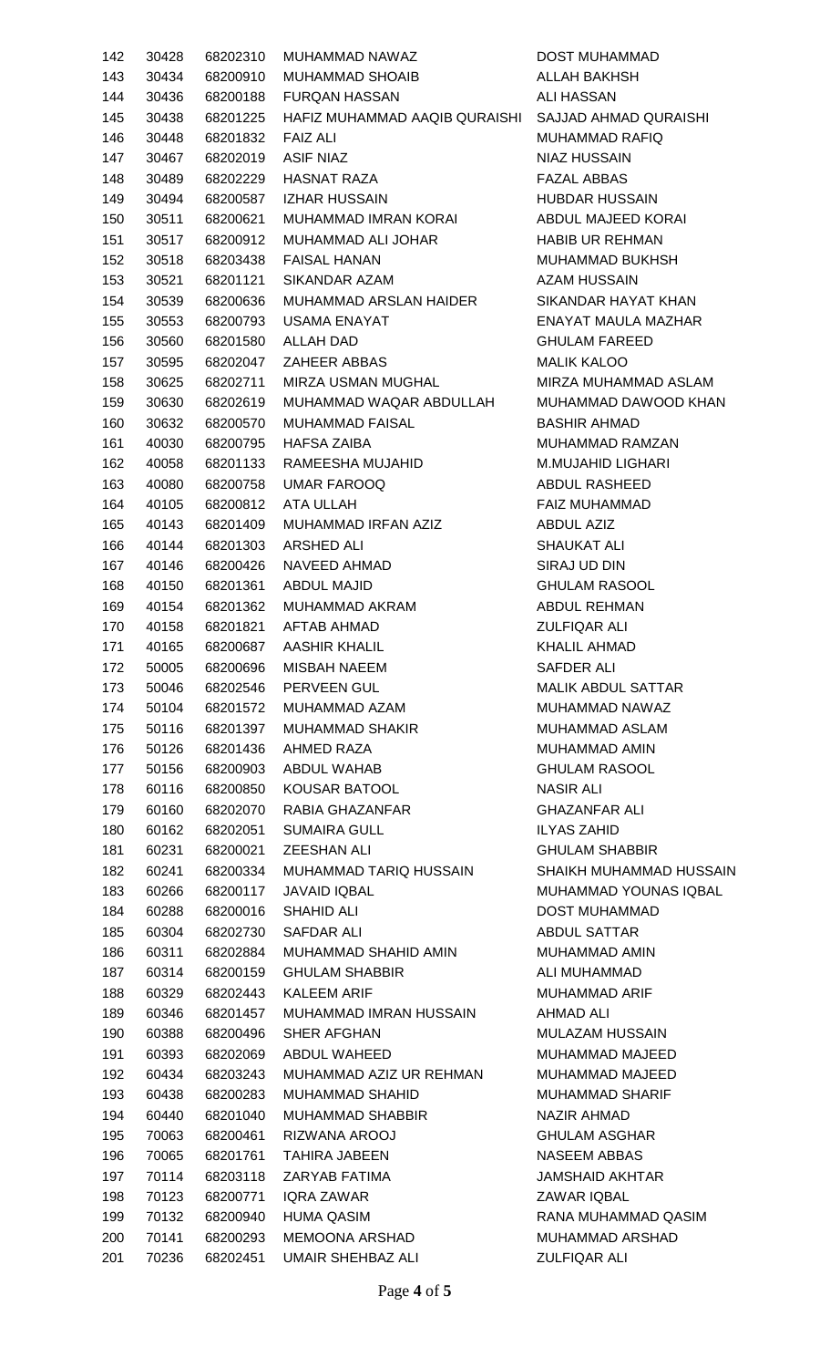| | | | | |
|---|---|---|---|---|
| 142 | 30428 | 68202310 | MUHAMMAD NAWAZ | DOST MUHAMMAD |
| 143 | 30434 | 68200910 | MUHAMMAD SHOAIB | ALLAH BAKHSH |
| 144 | 30436 | 68200188 | FURQAN HASSAN | ALI HASSAN |
| 145 | 30438 | 68201225 | HAFIZ MUHAMMAD AAQIB QURAISHI | SAJJAD AHMAD QURAISHI |
| 146 | 30448 | 68201832 | FAIZ ALI | MUHAMMAD RAFIQ |
| 147 | 30467 | 68202019 | ASIF NIAZ | NIAZ HUSSAIN |
| 148 | 30489 | 68202229 | HASNAT RAZA | FAZAL ABBAS |
| 149 | 30494 | 68200587 | IZHAR HUSSAIN | HUBDAR HUSSAIN |
| 150 | 30511 | 68200621 | MUHAMMAD IMRAN KORAI | ABDUL MAJEED KORAI |
| 151 | 30517 | 68200912 | MUHAMMAD ALI JOHAR | HABIB UR REHMAN |
| 152 | 30518 | 68203438 | FAISAL HANAN | MUHAMMAD BUKHSH |
| 153 | 30521 | 68201121 | SIKANDAR AZAM | AZAM HUSSAIN |
| 154 | 30539 | 68200636 | MUHAMMAD ARSLAN HAIDER | SIKANDAR HAYAT KHAN |
| 155 | 30553 | 68200793 | USAMA ENAYAT | ENAYAT MAULA MAZHAR |
| 156 | 30560 | 68201580 | ALLAH DAD | GHULAM FAREED |
| 157 | 30595 | 68202047 | ZAHEER ABBAS | MALIK KALOO |
| 158 | 30625 | 68202711 | MIRZA USMAN MUGHAL | MIRZA MUHAMMAD ASLAM |
| 159 | 30630 | 68202619 | MUHAMMAD WAQAR ABDULLAH | MUHAMMAD DAWOOD KHAN |
| 160 | 30632 | 68200570 | MUHAMMAD FAISAL | BASHIR AHMAD |
| 161 | 40030 | 68200795 | HAFSA ZAIBA | MUHAMMAD RAMZAN |
| 162 | 40058 | 68201133 | RAMEESHA MUJAHID | M.MUJAHID LIGHARI |
| 163 | 40080 | 68200758 | UMAR FAROOQ | ABDUL RASHEED |
| 164 | 40105 | 68200812 | ATA ULLAH | FAIZ MUHAMMAD |
| 165 | 40143 | 68201409 | MUHAMMAD IRFAN AZIZ | ABDUL AZIZ |
| 166 | 40144 | 68201303 | ARSHED ALI | SHAUKAT ALI |
| 167 | 40146 | 68200426 | NAVEED AHMAD | SIRAJ UD DIN |
| 168 | 40150 | 68201361 | ABDUL MAJID | GHULAM RASOOL |
| 169 | 40154 | 68201362 | MUHAMMAD AKRAM | ABDUL REHMAN |
| 170 | 40158 | 68201821 | AFTAB AHMAD | ZULFIQAR ALI |
| 171 | 40165 | 68200687 | AASHIR KHALIL | KHALIL AHMAD |
| 172 | 50005 | 68200696 | MISBAH NAEEM | SAFDER ALI |
| 173 | 50046 | 68202546 | PERVEEN GUL | MALIK ABDUL SATTAR |
| 174 | 50104 | 68201572 | MUHAMMAD AZAM | MUHAMMAD NAWAZ |
| 175 | 50116 | 68201397 | MUHAMMAD SHAKIR | MUHAMMAD ASLAM |
| 176 | 50126 | 68201436 | AHMED RAZA | MUHAMMAD AMIN |
| 177 | 50156 | 68200903 | ABDUL WAHAB | GHULAM RASOOL |
| 178 | 60116 | 68200850 | KOUSAR BATOOL | NASIR ALI |
| 179 | 60160 | 68202070 | RABIA GHAZANFAR | GHAZANFAR ALI |
| 180 | 60162 | 68202051 | SUMAIRA GULL | ILYAS ZAHID |
| 181 | 60231 | 68200021 | ZEESHAN ALI | GHULAM SHABBIR |
| 182 | 60241 | 68200334 | MUHAMMAD TARIQ HUSSAIN | SHAIKH MUHAMMAD HUSSAIN |
| 183 | 60266 | 68200117 | JAVAID IQBAL | MUHAMMAD YOUNAS IQBAL |
| 184 | 60288 | 68200016 | SHAHID ALI | DOST MUHAMMAD |
| 185 | 60304 | 68202730 | SAFDAR ALI | ABDUL SATTAR |
| 186 | 60311 | 68202884 | MUHAMMAD SHAHID AMIN | MUHAMMAD AMIN |
| 187 | 60314 | 68200159 | GHULAM SHABBIR | ALI MUHAMMAD |
| 188 | 60329 | 68202443 | KALEEM ARIF | MUHAMMAD ARIF |
| 189 | 60346 | 68201457 | MUHAMMAD IMRAN HUSSAIN | AHMAD ALI |
| 190 | 60388 | 68200496 | SHER AFGHAN | MULAZAM HUSSAIN |
| 191 | 60393 | 68202069 | ABDUL WAHEED | MUHAMMAD MAJEED |
| 192 | 60434 | 68203243 | MUHAMMAD AZIZ UR REHMAN | MUHAMMAD MAJEED |
| 193 | 60438 | 68200283 | MUHAMMAD SHAHID | MUHAMMAD SHARIF |
| 194 | 60440 | 68201040 | MUHAMMAD SHABBIR | NAZIR AHMAD |
| 195 | 70063 | 68200461 | RIZWANA AROOJ | GHULAM ASGHAR |
| 196 | 70065 | 68201761 | TAHIRA JABEEN | NASEEM ABBAS |
| 197 | 70114 | 68203118 | ZARYAB FATIMA | JAMSHAID AKHTAR |
| 198 | 70123 | 68200771 | IQRA ZAWAR | ZAWAR IQBAL |
| 199 | 70132 | 68200940 | HUMA QASIM | RANA MUHAMMAD QASIM |
| 200 | 70141 | 68200293 | MEMOONA ARSHAD | MUHAMMAD ARSHAD |
| 201 | 70236 | 68202451 | UMAIR SHEHBAZ ALI | ZULFIQAR ALI |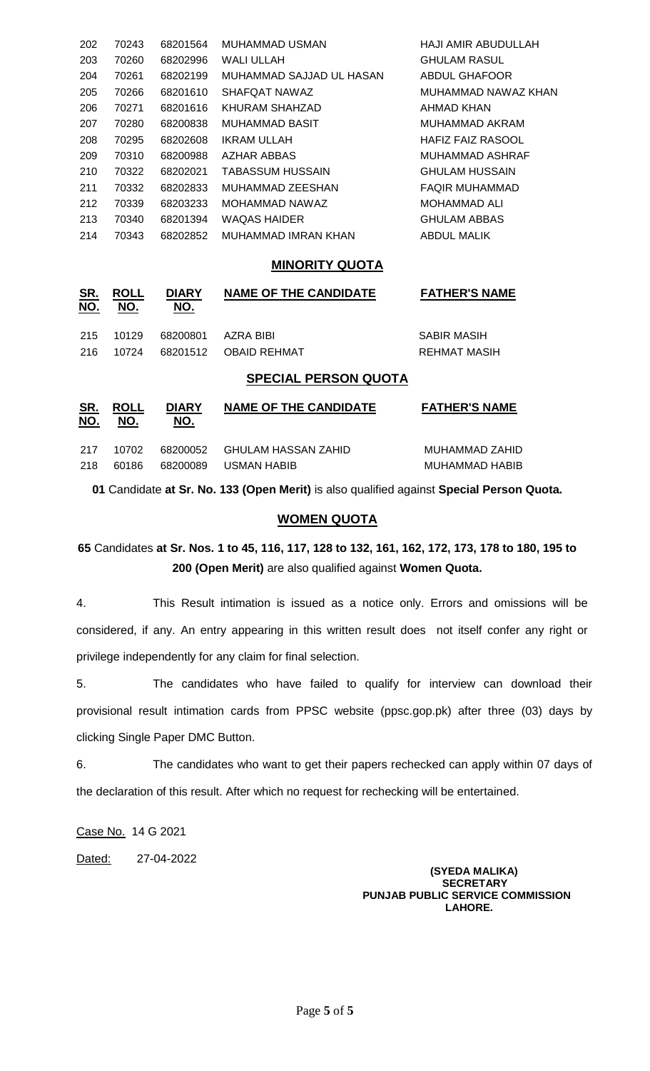| | | | | |
|---|---|---|---|---|
| 202 | 70243 | 68201564 | MUHAMMAD USMAN | HAJI AMIR ABUDULLAH |
| 203 | 70260 | 68202996 | WALI ULLAH | GHULAM RASUL |
| 204 | 70261 | 68202199 | MUHAMMAD SAJJAD UL HASAN | ABDUL GHAFOOR |
| 205 | 70266 | 68201610 | SHAFQAT NAWAZ | MUHAMMAD NAWAZ KHAN |
| 206 | 70271 | 68201616 | KHURAM SHAHZAD | AHMAD KHAN |
| 207 | 70280 | 68200838 | MUHAMMAD BASIT | MUHAMMAD AKRAM |
| 208 | 70295 | 68202608 | IKRAM ULLAH | HAFIZ FAIZ RASOOL |
| 209 | 70310 | 68200988 | AZHAR ABBAS | MUHAMMAD ASHRAF |
| 210 | 70322 | 68202021 | TABASSUM HUSSAIN | GHULAM HUSSAIN |
| 211 | 70332 | 68202833 | MUHAMMAD ZEESHAN | FAQIR MUHAMMAD |
| 212 | 70339 | 68203233 | MOHAMMAD NAWAZ | MOHAMMAD ALI |
| 213 | 70340 | 68201394 | WAQAS HAIDER | GHULAM ABBAS |
| 214 | 70343 | 68202852 | MUHAMMAD IMRAN KHAN | ABDUL MALIK |

## MINORITY QUOTA

| SR. NO. | ROLL NO. | DIARY NO. | NAME OF THE CANDIDATE | FATHER'S NAME |
|---|---|---|---|---|
| 215 | 10129 | 68200801 | AZRA BIBI | SABIR MASIH |
| 216 | 10724 | 68201512 | OBAID REHMAT | REHMAT MASIH |

## SPECIAL PERSON QUOTA

| SR. NO. | ROLL NO. | DIARY NO. | NAME OF THE CANDIDATE | FATHER'S NAME |
|---|---|---|---|---|
| 217 | 10702 | 68200052 | GHULAM HASSAN ZAHID | MUHAMMAD ZAHID |
| 218 | 60186 | 68200089 | USMAN HABIB | MUHAMMAD HABIB |

**01** Candidate **at Sr. No. 133 (Open Merit)** is also qualified against **Special Person Quota.**

## WOMEN QUOTA

**65** Candidates **at Sr. Nos. 1 to 45, 116, 117, 128 to 132, 161, 162, 172, 173, 178 to 180, 195 to 200 (Open Merit)** are also qualified against **Women Quota.**

4. This Result intimation is issued as a notice only. Errors and omissions will be considered, if any. An entry appearing in this written result does not itself confer any right or privilege independently for any claim for final selection.

5. The candidates who have failed to qualify for interview can download their provisional result intimation cards from PPSC website (ppsc.gop.pk) after three (03) days by clicking Single Paper DMC Button.

6. The candidates who want to get their papers rechecked can apply within 07 days of the declaration of this result. After which no request for rechecking will be entertained.

Case No. 14 G 2021

Dated: 27-04-2022

**(SYEDA MALIKA)**
**SECRETARY**
**PUNJAB PUBLIC SERVICE COMMISSION**
**LAHORE.**